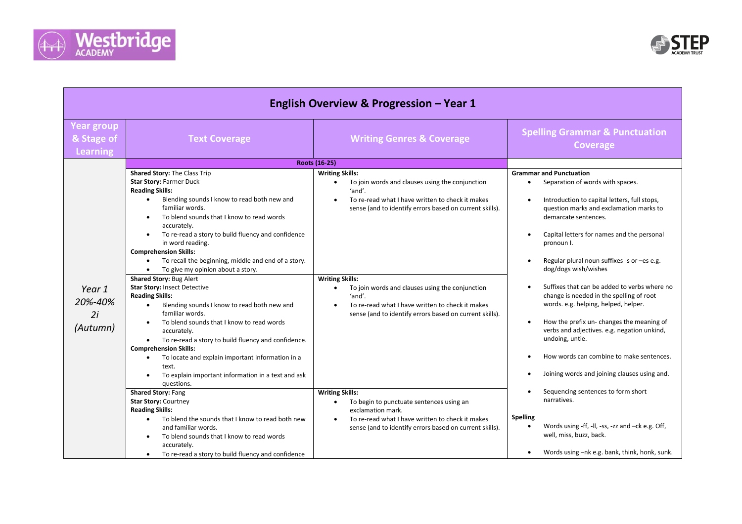# English Overview & Progression – Year 1

| Year group & Stage of Learning | Text Coverage | Writing Genres & Coverage | Spelling Grammar & Punctuation Coverage |
|---|---|---|---|
| | **Roots (16-25)** | | |
| *Year 1 20%-40% 2i (Autumn)* | **Shared Story:** The Class Trip<br>**Star Story:** Farmer Duck<br>**Reading Skills:**<br>• Blending sounds I know to read both new and familiar words.<br>• To blend sounds that I know to read words accurately.<br>• To re-read a story to build fluency and confidence in word reading.<br>**Comprehension Skills:**<br>• To recall the beginning, middle and end of a story.<br>• To give my opinion about a story. | **Writing Skills:**<br>• To join words and clauses using the conjunction 'and'.<br>• To re-read what I have written to check it makes sense (and to identify errors based on current skills). | **Grammar and Punctuation**<br>• Separation of words with spaces.<br>• Introduction to capital letters, full stops, question marks and exclamation marks to demarcate sentences.<br>• Capital letters for names and the personal pronoun I.<br>• Regular plural noun suffixes -s or –es e.g. dog/dogs wish/wishes<br>• Suffixes that can be added to verbs where no change is needed in the spelling of root words. e.g. helping, helped, helper.<br>• How the prefix un- changes the meaning of verbs and adjectives. e.g. negation unkind, undoing, untie.<br>• How words can combine to make sentences.<br>• Joining words and joining clauses using and.<br>• Sequencing sentences to form short narratives.<br>**Spelling**<br>• Words using -ff, -ll, -ss, -zz and –ck e.g. Off, well, miss, buzz, back.<br>• Words using –nk e.g. bank, think, honk, sunk. |
| | **Shared Story:** Bug Alert<br>**Star Story:** Insect Detective<br>**Reading Skills:**<br>• Blending sounds I know to read both new and familiar words.<br>• To blend sounds that I know to read words accurately.<br>• To re-read a story to build fluency and confidence.<br>**Comprehension Skills:**<br>• To locate and explain important information in a text.<br>• To explain important information in a text and ask questions. | **Writing Skills:**<br>• To join words and clauses using the conjunction 'and'.<br>• To re-read what I have written to check it makes sense (and to identify errors based on current skills). | |
| | **Shared Story:** Fang<br>**Star Story:** Courtney<br>**Reading Skills:**<br>• To blend the sounds that I know to read both new and familiar words.<br>• To blend sounds that I know to read words accurately.<br>• To re-read a story to build fluency and confidence | **Writing Skills:**<br>• To begin to punctuate sentences using an exclamation mark.<br>• To re-read what I have written to check it makes sense (and to identify errors based on current skills). | |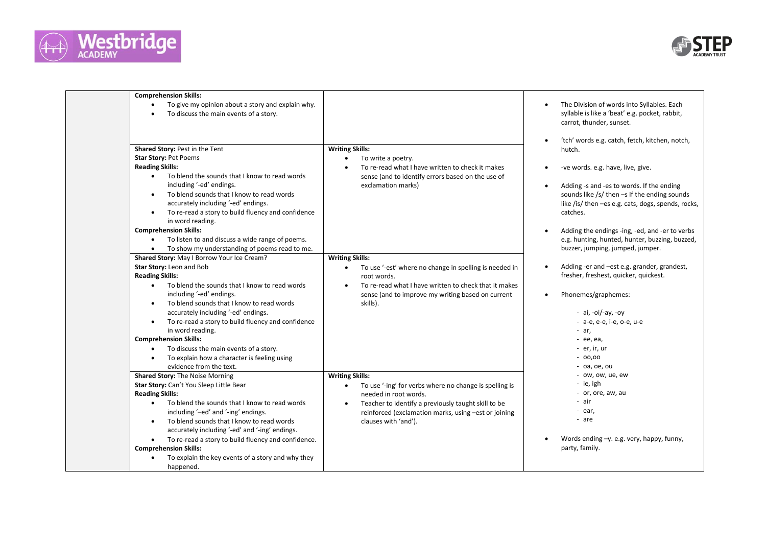| | Reading | Writing | Spelling/Phonics |
|---|---|---|---|
| | **Comprehension Skills:**<br>• To give my opinion about a story and explain why.<br>• To discuss the main events of a story. | | • The Division of words into Syllables. Each syllable is like a 'beat' e.g. pocket, rabbit, carrot, thunder, sunset.<br>• 'tch' words e.g. catch, fetch, kitchen, notch, hutch.<br>• -ve words. e.g. have, live, give.<br>• Adding -s and -es to words. If the ending sounds like /s/ then –s If the ending sounds like /is/ then –es e.g. cats, dogs, spends, rocks, catches.<br>• Adding the endings -ing, -ed, and -er to verbs e.g. hunting, hunted, hunter, buzzing, buzzed, buzzer, jumping, jumped, jumper.<br>• Adding -er and –est e.g. grander, grandest, fresher, freshest, quicker, quickest.<br>• Phonemes/graphemes:<br>- ai, -oi/-ay, -oy<br>- a-e, e-e, i-e, o-e, u-e<br>- ar,<br>- ee, ea,<br>- er, ir, ur<br>- oo,oo<br>- oa, oe, ou<br>- ow, ow, ue, ew<br>- ie, igh<br>- or, ore, aw, au<br>- air<br>- ear,<br>- are<br>• Words ending –y. e.g. very, happy, funny, party, family. |
| | **Shared Story:** Pest in the Tent<br>**Star Story:** Pet Poems<br>**Reading Skills:**<br>• To blend the sounds that I know to read words including '-ed' endings.<br>• To blend sounds that I know to read words accurately including '-ed' endings.<br>• To re-read a story to build fluency and confidence in word reading.<br>**Comprehension Skills:**<br>• To listen to and discuss a wide range of poems.<br>• To show my understanding of poems read to me. | **Writing Skills:**<br>• To write a poetry.<br>• To re-read what I have written to check it makes sense (and to identify errors based on the use of exclamation marks) | |
| | **Shared Story:** May I Borrow Your Ice Cream?<br>**Star Story:** Leon and Bob<br>**Reading Skills:**<br>• To blend the sounds that I know to read words including '-ed' endings.<br>• To blend sounds that I know to read words accurately including '-ed' endings.<br>• To re-read a story to build fluency and confidence in word reading.<br>**Comprehension Skills:**<br>• To discuss the main events of a story.<br>• To explain how a character is feeling using evidence from the text. | **Writing Skills:**<br>• To use '-est' where no change in spelling is needed in root words.<br>• To re-read what I have written to check that it makes sense (and to improve my writing based on current skills). | |
| | **Shared Story:** The Noise Morning<br>**Star Story:** Can't You Sleep Little Bear<br>**Reading Skills:**<br>• To blend the sounds that I know to read words including '–ed' and '-ing' endings.<br>• To blend sounds that I know to read words accurately including '-ed' and '-ing' endings.<br>• To re-read a story to build fluency and confidence.<br>**Comprehension Skills:**<br>• To explain the key events of a story and why they happened. | **Writing Skills:**<br>• To use '-ing' for verbs where no change is spelling is needed in root words.<br>• Teacher to identify a previously taught skill to be reinforced (exclamation marks, using –est or joining clauses with 'and'). | |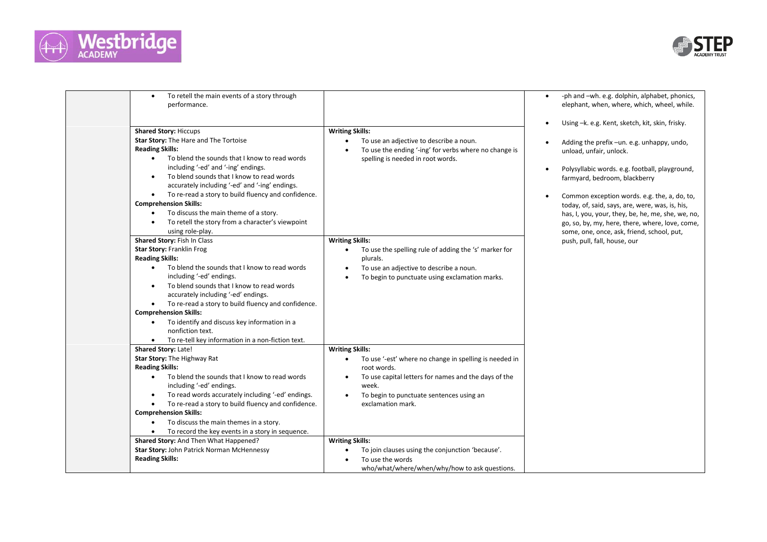| | | | |
|---|---|---|---|
| | • To retell the main events of a story through performance. | | • -ph and –wh. e.g. dolphin, alphabet, phonics, elephant, when, where, which, wheel, while.<br><br>• Using –k. e.g. Kent, sketch, kit, skin, frisky.<br><br>• Adding the prefix –un. e.g. unhappy, undo, unload, unfair, unlock.<br><br>• Polysyllabic words. e.g. football, playground, farmyard, bedroom, blackberry<br><br>• Common exception words. e.g. the, a, do, to, today, of, said, says, are, were, was, is, his, has, I, you, your, they, be, he, me, she, we, no, go, so, by, my, here, there, where, love, come, some, one, once, ask, friend, school, put, push, pull, fall, house, our |
| | **Shared Story:** Hiccups<br>**Star Story:** The Hare and The Tortoise<br>**Reading Skills:**<br>• To blend the sounds that I know to read words including '-ed' and '-ing' endings.<br>• To blend sounds that I know to read words accurately including '-ed' and '-ing' endings.<br>• To re-read a story to build fluency and confidence.<br>**Comprehension Skills:**<br>• To discuss the main theme of a story.<br>• To retell the story from a character's viewpoint using role-play. | **Writing Skills:**<br>• To use an adjective to describe a noun.<br>• To use the ending '-ing' for verbs where no change is spelling is needed in root words. | |
| | **Shared Story:** Fish In Class<br>**Star Story:** Franklin Frog<br>**Reading Skills:**<br>• To blend the sounds that I know to read words including '-ed' endings.<br>• To blend sounds that I know to read words accurately including '-ed' endings.<br>• To re-read a story to build fluency and confidence.<br>**Comprehension Skills:**<br>• To identify and discuss key information in a nonfiction text.<br>• To re-tell key information in a non-fiction text. | **Writing Skills:**<br>• To use the spelling rule of adding the 's' marker for plurals.<br>• To use an adjective to describe a noun.<br>• To begin to punctuate using exclamation marks. | |
| | **Shared Story:** Late!<br>**Star Story:** The Highway Rat<br>**Reading Skills:**<br>• To blend the sounds that I know to read words including '-ed' endings.<br>• To read words accurately including '-ed' endings.<br>• To re-read a story to build fluency and confidence.<br>**Comprehension Skills:**<br>• To discuss the main themes in a story.<br>• To record the key events in a story in sequence. | **Writing Skills:**<br>• To use '-est' where no change in spelling is needed in root words.<br>• To use capital letters for names and the days of the week.<br>• To begin to punctuate sentences using an exclamation mark. | |
| | **Shared Story:** And Then What Happened?<br>**Star Story:** John Patrick Norman McHennessy<br>**Reading Skills:** | **Writing Skills:**<br>• To join clauses using the conjunction 'because'.<br>• To use the words who/what/where/when/why/how to ask questions. | |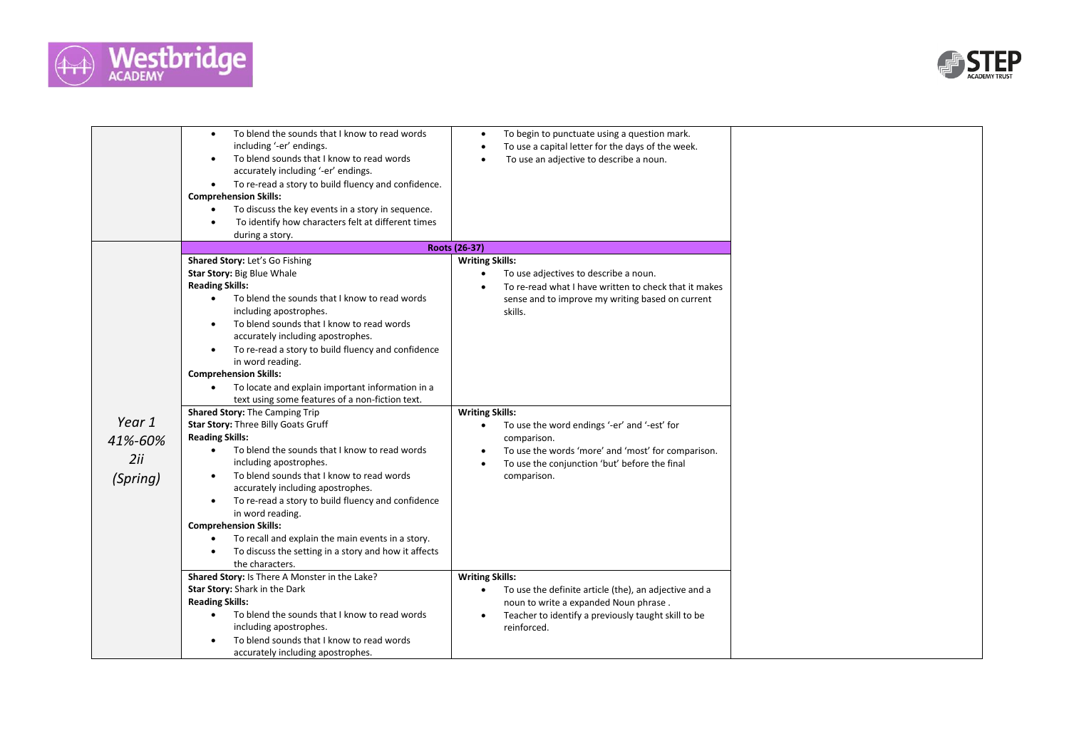| | | | |
|---|---|---|---|
| | • To blend the sounds that I know to read words including '-er' endings.<br>• To blend sounds that I know to read words accurately including '-er' endings.<br>• To re-read a story to build fluency and confidence.<br>**Comprehension Skills:**<br>• To discuss the key events in a story in sequence.<br>• To identify how characters felt at different times during a story. | • To begin to punctuate using a question mark.<br>• To use a capital letter for the days of the week.<br>• To use an adjective to describe a noun. | |
| *Year 1 41%-60% 2ii (Spring)* | **Roots (26-37)** | | |
| | **Shared Story:** Let's Go Fishing<br>**Star Story:** Big Blue Whale<br>**Reading Skills:**<br>• To blend the sounds that I know to read words including apostrophes.<br>• To blend sounds that I know to read words accurately including apostrophes.<br>• To re-read a story to build fluency and confidence in word reading.<br>**Comprehension Skills:**<br>• To locate and explain important information in a text using some features of a non-fiction text. | **Writing Skills:**<br>• To use adjectives to describe a noun.<br>• To re-read what I have written to check that it makes sense and to improve my writing based on current skills. | |
| | **Shared Story:** The Camping Trip<br>**Star Story:** Three Billy Goats Gruff<br>**Reading Skills:**<br>• To blend the sounds that I know to read words including apostrophes.<br>• To blend sounds that I know to read words accurately including apostrophes.<br>• To re-read a story to build fluency and confidence in word reading.<br>**Comprehension Skills:**<br>• To recall and explain the main events in a story.<br>• To discuss the setting in a story and how it affects the characters. | **Writing Skills:**<br>• To use the word endings '-er' and '-est' for comparison.<br>• To use the words 'more' and 'most' for comparison.<br>• To use the conjunction 'but' before the final comparison. | |
| | **Shared Story:** Is There A Monster in the Lake?<br>**Star Story:** Shark in the Dark<br>**Reading Skills:**<br>• To blend the sounds that I know to read words including apostrophes.<br>• To blend sounds that I know to read words accurately including apostrophes. | **Writing Skills:**<br>• To use the definite article (the), an adjective and a noun to write a expanded Noun phrase .<br>• Teacher to identify a previously taught skill to be reinforced. | |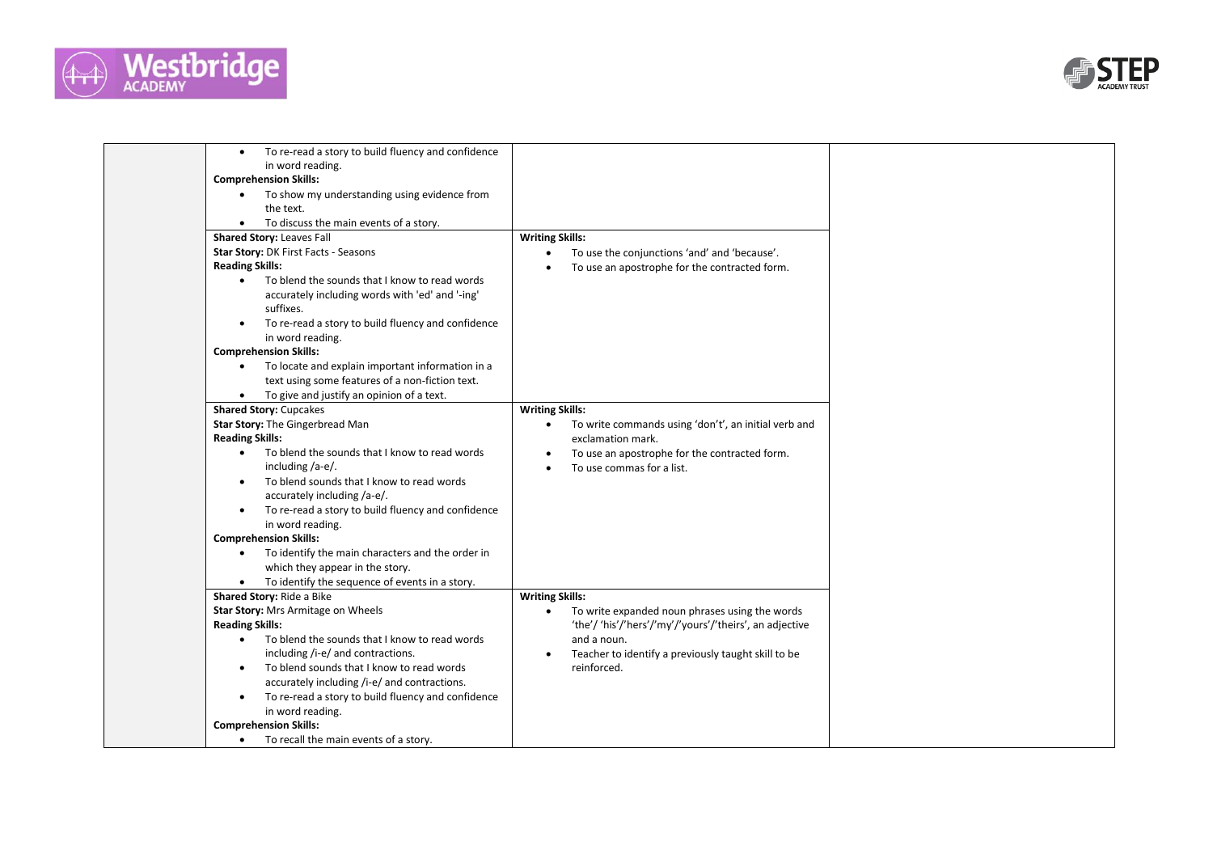| | | | |
|---|---|---|---|
| | • To re-read a story to build fluency and confidence in word reading.<br>**Comprehension Skills:**<br>• To show my understanding using evidence from the text.<br>• To discuss the main events of a story. | | |
| | **Shared Story:** Leaves Fall<br>**Star Story:** DK First Facts - Seasons<br>**Reading Skills:**<br>• To blend the sounds that I know to read words accurately including words with 'ed' and '-ing' suffixes.<br>• To re-read a story to build fluency and confidence in word reading.<br>**Comprehension Skills:**<br>• To locate and explain important information in a text using some features of a non-fiction text.<br>• To give and justify an opinion of a text. | **Writing Skills:**<br>• To use the conjunctions 'and' and 'because'.<br>• To use an apostrophe for the contracted form. | |
| | **Shared Story:** Cupcakes<br>**Star Story:** The Gingerbread Man<br>**Reading Skills:**<br>• To blend the sounds that I know to read words including /a-e/.<br>• To blend sounds that I know to read words accurately including /a-e/.<br>• To re-read a story to build fluency and confidence in word reading.<br>**Comprehension Skills:**<br>• To identify the main characters and the order in which they appear in the story.<br>• To identify the sequence of events in a story. | **Writing Skills:**<br>• To write commands using 'don't', an initial verb and exclamation mark.<br>• To use an apostrophe for the contracted form.<br>• To use commas for a list. | |
| | **Shared Story:** Ride a Bike<br>**Star Story:** Mrs Armitage on Wheels<br>**Reading Skills:**<br>• To blend the sounds that I know to read words including /i-e/ and contractions.<br>• To blend sounds that I know to read words accurately including /i-e/ and contractions.<br>• To re-read a story to build fluency and confidence in word reading.<br>**Comprehension Skills:**<br>• To recall the main events of a story. | **Writing Skills:**<br>• To write expanded noun phrases using the words 'the'/ 'his'/'hers'/'my'/'yours'/'theirs', an adjective and a noun.<br>• Teacher to identify a previously taught skill to be reinforced. | |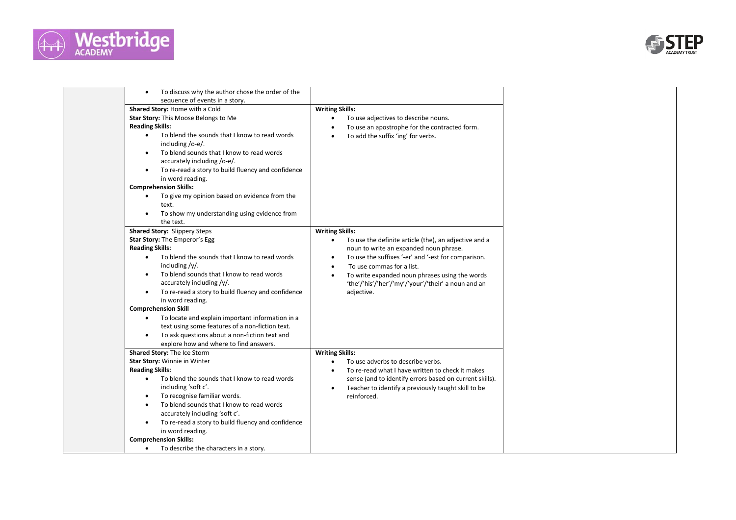| | | | |
|---|---|---|---|
| | • To discuss why the author chose the order of the sequence of events in a story. | | |
| | **Shared Story:** Home with a Cold<br>**Star Story:** This Moose Belongs to Me<br>**Reading Skills:**<br>• To blend the sounds that I know to read words including /o-e/.<br>• To blend sounds that I know to read words accurately including /o-e/.<br>• To re-read a story to build fluency and confidence in word reading.<br>**Comprehension Skills:**<br>• To give my opinion based on evidence from the text.<br>• To show my understanding using evidence from the text. | **Writing Skills:**<br>• To use adjectives to describe nouns.<br>• To use an apostrophe for the contracted form.<br>• To add the suffix 'ing' for verbs. | |
| | **Shared Story:** Slippery Steps<br>**Star Story:** The Emperor's Egg<br>**Reading Skills:**<br>• To blend the sounds that I know to read words including /y/.<br>• To blend sounds that I know to read words accurately including /y/.<br>• To re-read a story to build fluency and confidence in word reading.<br>**Comprehension Skill**<br>• To locate and explain important information in a text using some features of a non-fiction text.<br>• To ask questions about a non-fiction text and explore how and where to find answers. | **Writing Skills:**<br>• To use the definite article (the), an adjective and a noun to write an expanded noun phrase.<br>• To use the suffixes '-er' and '-est for comparison.<br>• To use commas for a list.<br>• To write expanded noun phrases using the words 'the'/'his'/'her'/'my'/'your'/'their' a noun and an adjective. | |
| | **Shared Story:** The Ice Storm<br>**Star Story:** Winnie in Winter<br>**Reading Skills:**<br>• To blend the sounds that I know to read words including 'soft c'.<br>• To recognise familiar words.<br>• To blend sounds that I know to read words accurately including 'soft c'.<br>• To re-read a story to build fluency and confidence in word reading.<br>**Comprehension Skills:**<br>• To describe the characters in a story. | **Writing Skills:**<br>• To use adverbs to describe verbs.<br>• To re-read what I have written to check it makes sense (and to identify errors based on current skills).<br>• Teacher to identify a previously taught skill to be reinforced. | |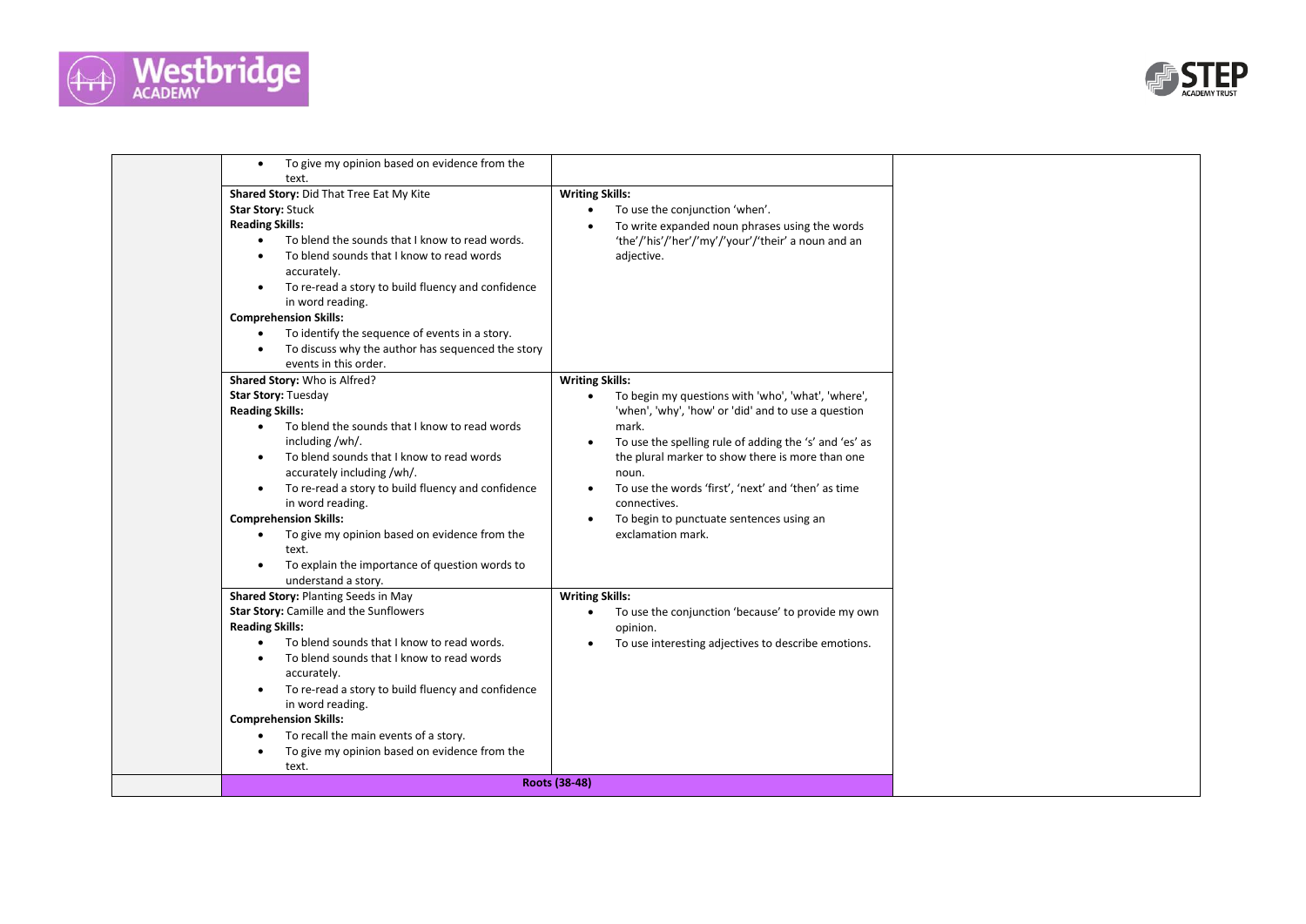| | | | |
|---|---|---|---|
| | • To give my opinion based on evidence from the text. | | |
| | **Shared Story:** Did That Tree Eat My Kite<br>**Star Story:** Stuck<br>**Reading Skills:**<br>• To blend the sounds that I know to read words.<br>• To blend sounds that I know to read words accurately.<br>• To re-read a story to build fluency and confidence in word reading.<br>**Comprehension Skills:**<br>• To identify the sequence of events in a story.<br>• To discuss why the author has sequenced the story events in this order. | **Writing Skills:**<br>• To use the conjunction 'when'.<br>• To write expanded noun phrases using the words 'the'/'his'/'her'/'my'/'your'/'their' a noun and an adjective. | |
| | **Shared Story:** Who is Alfred?<br>**Star Story:** Tuesday<br>**Reading Skills:**<br>• To blend the sounds that I know to read words including /wh/.<br>• To blend sounds that I know to read words accurately including /wh/.<br>• To re-read a story to build fluency and confidence in word reading.<br>**Comprehension Skills:**<br>• To give my opinion based on evidence from the text.<br>• To explain the importance of question words to understand a story. | **Writing Skills:**<br>• To begin my questions with 'who', 'what', 'where', 'when', 'why', 'how' or 'did' and to use a question mark.<br>• To use the spelling rule of adding the 's' and 'es' as the plural marker to show there is more than one noun.<br>• To use the words 'first', 'next' and 'then' as time connectives.<br>• To begin to punctuate sentences using an exclamation mark. | |
| | **Shared Story:** Planting Seeds in May<br>**Star Story:** Camille and the Sunflowers<br>**Reading Skills:**<br>• To blend sounds that I know to read words.<br>• To blend sounds that I know to read words accurately.<br>• To re-read a story to build fluency and confidence in word reading.<br>**Comprehension Skills:**<br>• To recall the main events of a story.<br>• To give my opinion based on evidence from the text. | **Writing Skills:**<br>• To use the conjunction 'because' to provide my own opinion.<br>• To use interesting adjectives to describe emotions. | |
| | **Roots (38-48)** | | |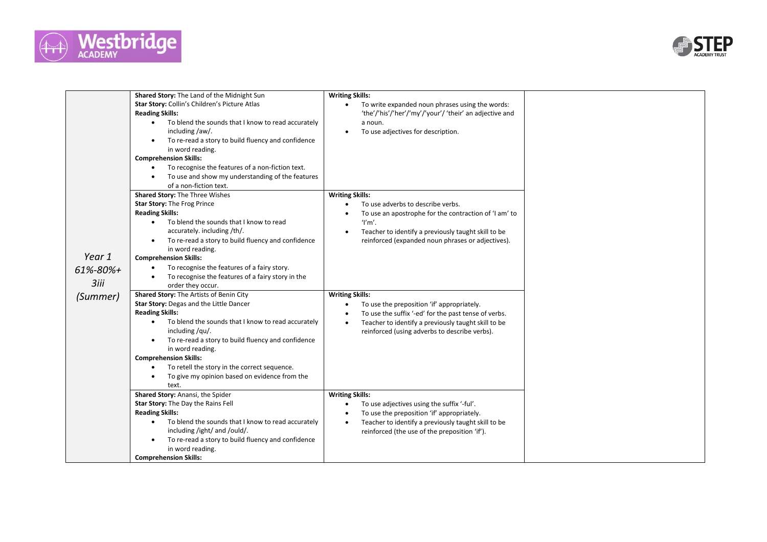| | | | |
|---|---|---|---|
| *Year 1 61%-80%+ 3iii (Summer)* | **Shared Story:** The Land of the Midnight Sun<br>**Star Story:** Collin's Children's Picture Atlas<br>**Reading Skills:**<br>• To blend the sounds that I know to read accurately including /aw/.<br>• To re-read a story to build fluency and confidence in word reading.<br>**Comprehension Skills:**<br>• To recognise the features of a non-fiction text.<br>• To use and show my understanding of the features of a non-fiction text. | **Writing Skills:**<br>• To write expanded noun phrases using the words: 'the'/'his'/'her'/'my'/'your'/ 'their' an adjective and a noun.<br>• To use adjectives for description. | |
| | **Shared Story:** The Three Wishes<br>**Star Story:** The Frog Prince<br>**Reading Skills:**<br>• To blend the sounds that I know to read accurately. including /th/.<br>• To re-read a story to build fluency and confidence in word reading.<br>**Comprehension Skills:**<br>• To recognise the features of a fairy story.<br>• To recognise the features of a fairy story in the order they occur. | **Writing Skills:**<br>• To use adverbs to describe verbs.<br>• To use an apostrophe for the contraction of 'I am' to 'I'm'.<br>• Teacher to identify a previously taught skill to be reinforced (expanded noun phrases or adjectives). | |
| | **Shared Story:** The Artists of Benin City<br>**Star Story:** Degas and the Little Dancer<br>**Reading Skills:**<br>• To blend the sounds that I know to read accurately including /qu/.<br>• To re-read a story to build fluency and confidence in word reading.<br>**Comprehension Skills:**<br>• To retell the story in the correct sequence.<br>• To give my opinion based on evidence from the text. | **Writing Skills:**<br>• To use the preposition 'if' appropriately.<br>• To use the suffix '-ed' for the past tense of verbs.<br>• Teacher to identify a previously taught skill to be reinforced (using adverbs to describe verbs). | |
| | **Shared Story:** Anansi, the Spider<br>**Star Story:** The Day the Rains Fell<br>**Reading Skills:**<br>• To blend the sounds that I know to read accurately including /ight/ and /ould/.<br>• To re-read a story to build fluency and confidence in word reading.<br>**Comprehension Skills:** | **Writing Skills:**<br>• To use adjectives using the suffix '-ful'.<br>• To use the preposition 'if' appropriately.<br>• Teacher to identify a previously taught skill to be reinforced (the use of the preposition 'if'). | |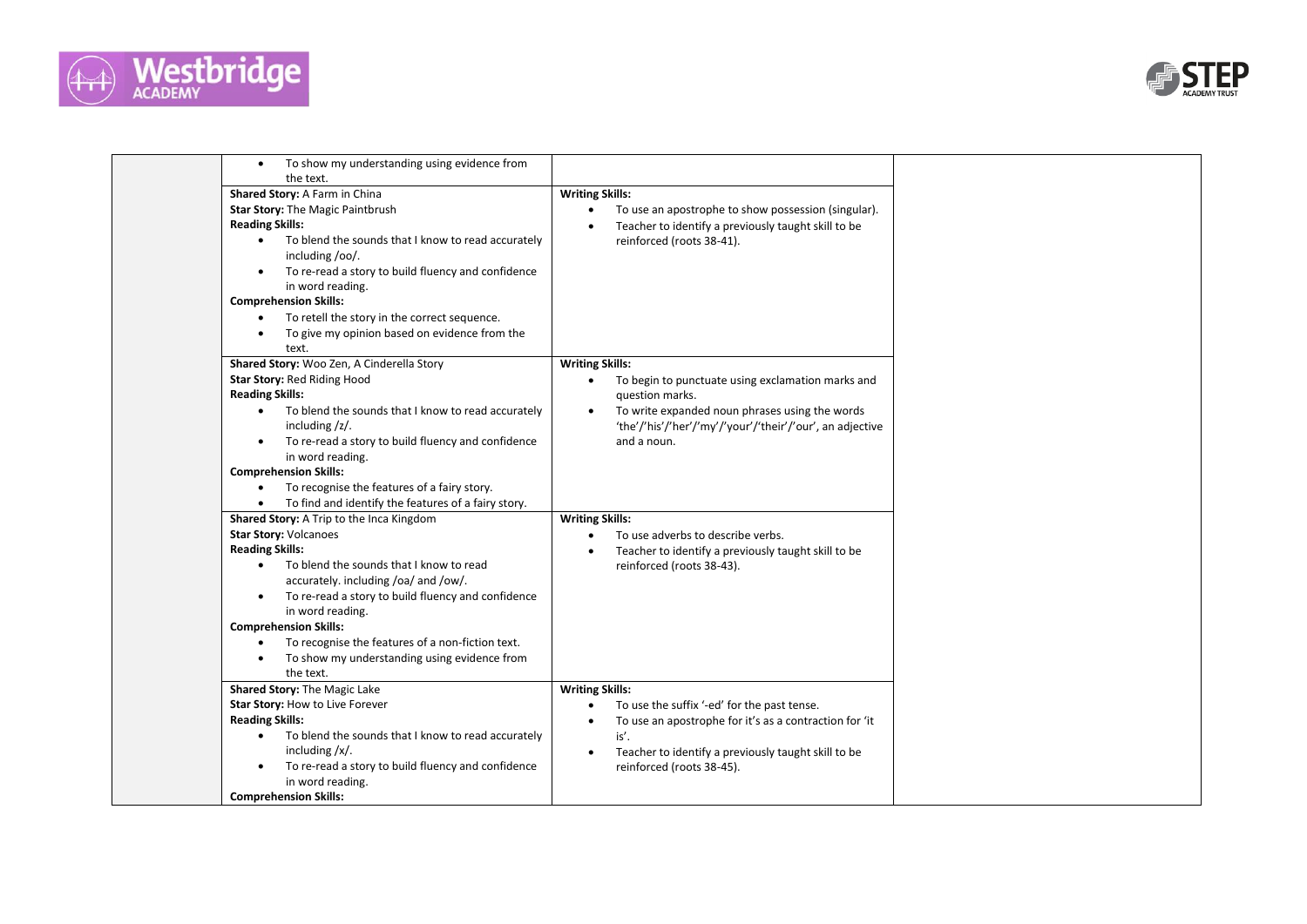| | | | |
|---|---|---|---|
| | • To show my understanding using evidence from the text. | | |
| | **Shared Story:** A Farm in China<br>**Star Story:** The Magic Paintbrush<br>**Reading Skills:**<br>• To blend the sounds that I know to read accurately including /oo/.<br>• To re-read a story to build fluency and confidence in word reading.<br>**Comprehension Skills:**<br>• To retell the story in the correct sequence.<br>• To give my opinion based on evidence from the text. | **Writing Skills:**<br>• To use an apostrophe to show possession (singular).<br>• Teacher to identify a previously taught skill to be reinforced (roots 38-41). | |
| | **Shared Story:** Woo Zen, A Cinderella Story<br>**Star Story:** Red Riding Hood<br>**Reading Skills:**<br>• To blend the sounds that I know to read accurately including /z/.<br>• To re-read a story to build fluency and confidence in word reading.<br>**Comprehension Skills:**<br>• To recognise the features of a fairy story.<br>• To find and identify the features of a fairy story. | **Writing Skills:**<br>• To begin to punctuate using exclamation marks and question marks.<br>• To write expanded noun phrases using the words 'the'/'his'/'her'/'my'/'your'/'their'/'our', an adjective and a noun. | |
| | **Shared Story:** A Trip to the Inca Kingdom<br>**Star Story:** Volcanoes<br>**Reading Skills:**<br>• To blend the sounds that I know to read accurately. including /oa/ and /ow/.<br>• To re-read a story to build fluency and confidence in word reading.<br>**Comprehension Skills:**<br>• To recognise the features of a non-fiction text.<br>• To show my understanding using evidence from the text. | **Writing Skills:**<br>• To use adverbs to describe verbs.<br>• Teacher to identify a previously taught skill to be reinforced (roots 38-43). | |
| | **Shared Story:** The Magic Lake<br>**Star Story:** How to Live Forever<br>**Reading Skills:**<br>• To blend the sounds that I know to read accurately including /x/.<br>• To re-read a story to build fluency and confidence in word reading.<br>**Comprehension Skills:** | **Writing Skills:**<br>• To use the suffix '-ed' for the past tense.<br>• To use an apostrophe for it's as a contraction for 'it is'.<br>• Teacher to identify a previously taught skill to be reinforced (roots 38-45). | |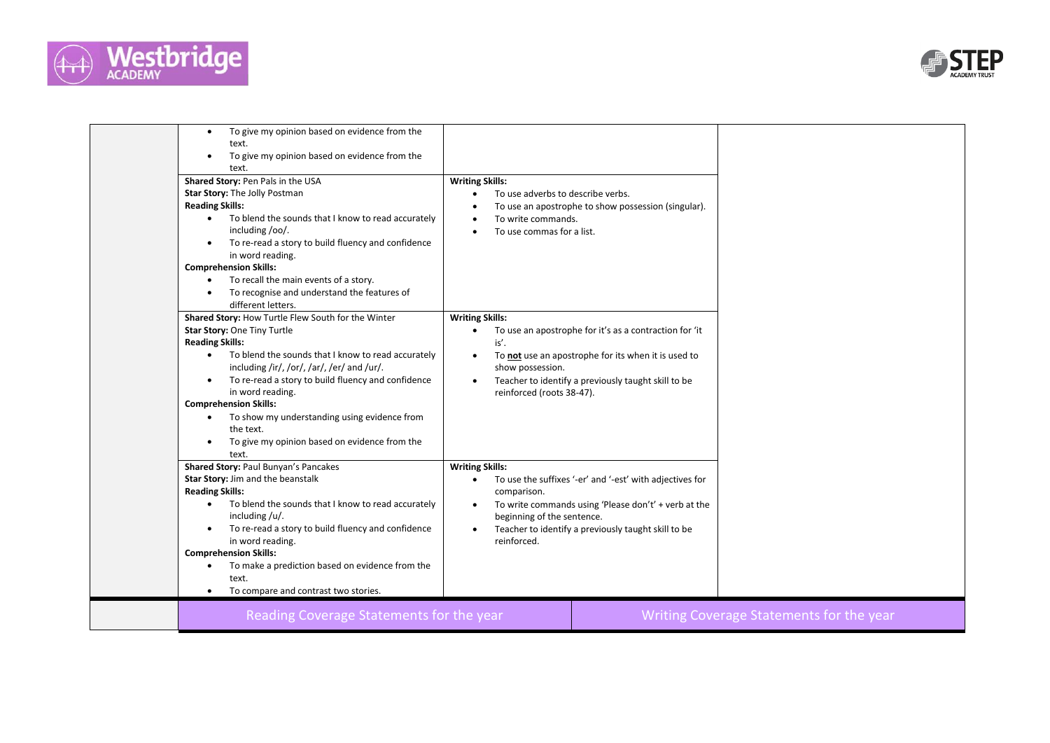| | Reading | Writing | |
|---|---|---|---|
| | • To give my opinion based on evidence from the text.<br>• To give my opinion based on evidence from the text. | | |
| | **Shared Story:** Pen Pals in the USA<br>**Star Story:** The Jolly Postman<br>**Reading Skills:**<br>• To blend the sounds that I know to read accurately including /oo/.<br>• To re-read a story to build fluency and confidence in word reading.<br>**Comprehension Skills:**<br>• To recall the main events of a story.<br>• To recognise and understand the features of different letters. | **Writing Skills:**<br>• To use adverbs to describe verbs.<br>• To use an apostrophe to show possession (singular).<br>• To write commands.<br>• To use commas for a list. | |
| | **Shared Story:** How Turtle Flew South for the Winter<br>**Star Story:** One Tiny Turtle<br>**Reading Skills:**<br>• To blend the sounds that I know to read accurately including /ir/, /or/, /ar/, /er/ and /ur/.<br>• To re-read a story to build fluency and confidence in word reading.<br>**Comprehension Skills:**<br>• To show my understanding using evidence from the text.<br>• To give my opinion based on evidence from the text. | **Writing Skills:**<br>• To use an apostrophe for it's as a contraction for 'it is'.<br>• To **not** use an apostrophe for its when it is used to show possession.<br>• Teacher to identify a previously taught skill to be reinforced (roots 38-47). | |
| | **Shared Story:** Paul Bunyan's Pancakes<br>**Star Story:** Jim and the beanstalk<br>**Reading Skills:**<br>• To blend the sounds that I know to read accurately including /u/.<br>• To re-read a story to build fluency and confidence in word reading.<br>**Comprehension Skills:**<br>• To make a prediction based on evidence from the text.<br>• To compare and contrast two stories. | **Writing Skills:**<br>• To use the suffixes '-er' and '-est' with adjectives for comparison.<br>• To write commands using 'Please don't' + verb at the beginning of the sentence.<br>• Teacher to identify a previously taught skill to be reinforced. | |

| | Reading Coverage Statements for the year | Writing Coverage Statements for the year |
|---|---|---|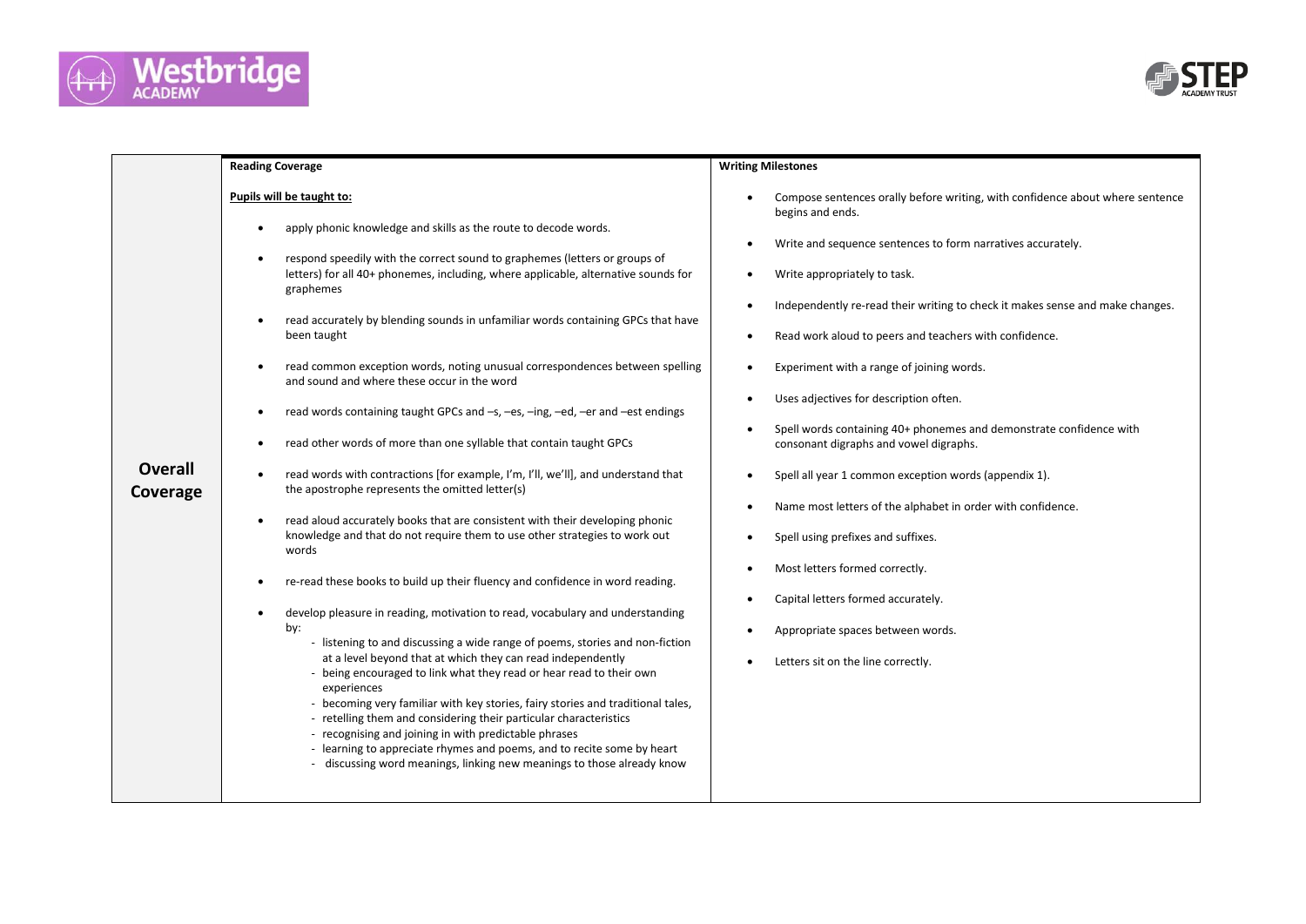| | Reading Coverage | Writing Milestones |
|---|---|---|
| **Overall Coverage** | **Pupils will be taught to:**<br><br>• apply phonic knowledge and skills as the route to decode words.<br>• respond speedily with the correct sound to graphemes (letters or groups of letters) for all 40+ phonemes, including, where applicable, alternative sounds for graphemes<br>• read accurately by blending sounds in unfamiliar words containing GPCs that have been taught<br>• read common exception words, noting unusual correspondences between spelling and sound and where these occur in the word<br>• read words containing taught GPCs and –s, –es, –ing, –ed, –er and –est endings<br>• read other words of more than one syllable that contain taught GPCs<br>• read words with contractions [for example, I'm, I'll, we'll], and understand that the apostrophe represents the omitted letter(s)<br>• read aloud accurately books that are consistent with their developing phonic knowledge and that do not require them to use other strategies to work out words<br>• re-read these books to build up their fluency and confidence in word reading.<br>• develop pleasure in reading, motivation to read, vocabulary and understanding by:<br>- listening to and discussing a wide range of poems, stories and non-fiction at a level beyond that at which they can read independently<br>- being encouraged to link what they read or hear read to their own experiences<br>- becoming very familiar with key stories, fairy stories and traditional tales,<br>- retelling them and considering their particular characteristics<br>- recognising and joining in with predictable phrases<br>- learning to appreciate rhymes and poems, and to recite some by heart<br>- discussing word meanings, linking new meanings to those already know | • Compose sentences orally before writing, with confidence about where sentence begins and ends.<br>• Write and sequence sentences to form narratives accurately.<br>• Write appropriately to task.<br>• Independently re-read their writing to check it makes sense and make changes.<br>• Read work aloud to peers and teachers with confidence.<br>• Experiment with a range of joining words.<br>• Uses adjectives for description often.<br>• Spell words containing 40+ phonemes and demonstrate confidence with consonant digraphs and vowel digraphs.<br>• Spell all year 1 common exception words (appendix 1).<br>• Name most letters of the alphabet in order with confidence.<br>• Spell using prefixes and suffixes.<br>• Most letters formed correctly.<br>• Capital letters formed accurately.<br>• Appropriate spaces between words.<br>• Letters sit on the line correctly. |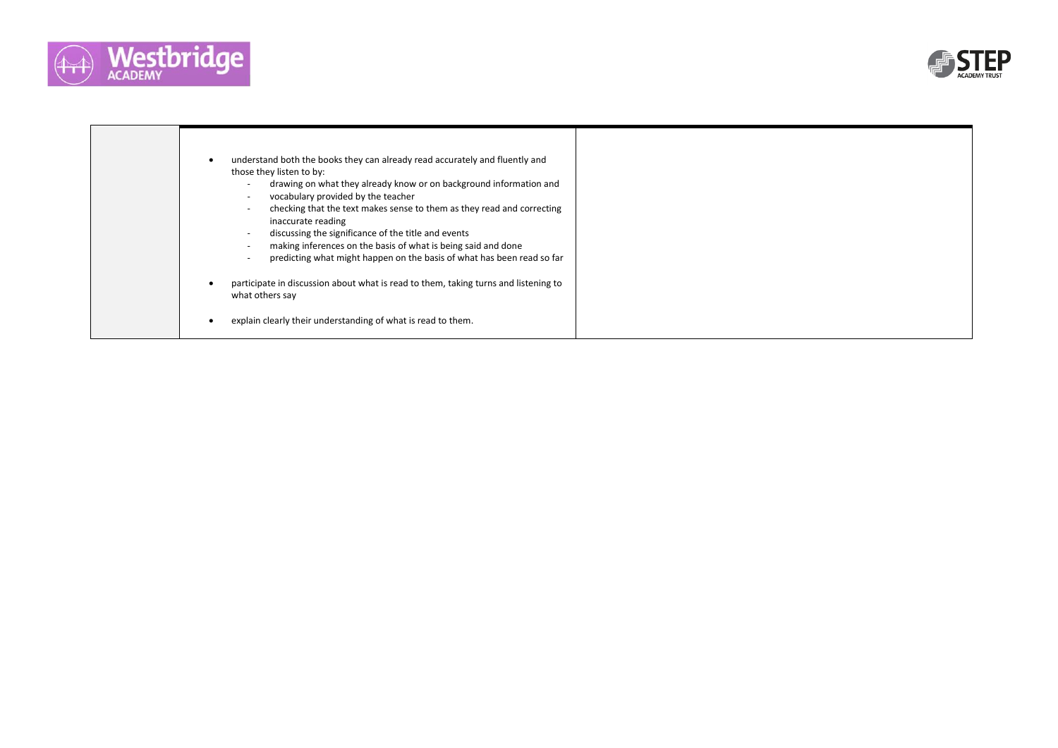| | | |
|---|---|---|
| | • understand both the books they can already read accurately and fluently and those they listen to by:<br>- drawing on what they already know or on background information and<br>- vocabulary provided by the teacher<br>- checking that the text makes sense to them as they read and correcting inaccurate reading<br>- discussing the significance of the title and events<br>- making inferences on the basis of what is being said and done<br>- predicting what might happen on the basis of what has been read so far<br><br>• participate in discussion about what is read to them, taking turns and listening to what others say<br><br>• explain clearly their understanding of what is read to them. | |